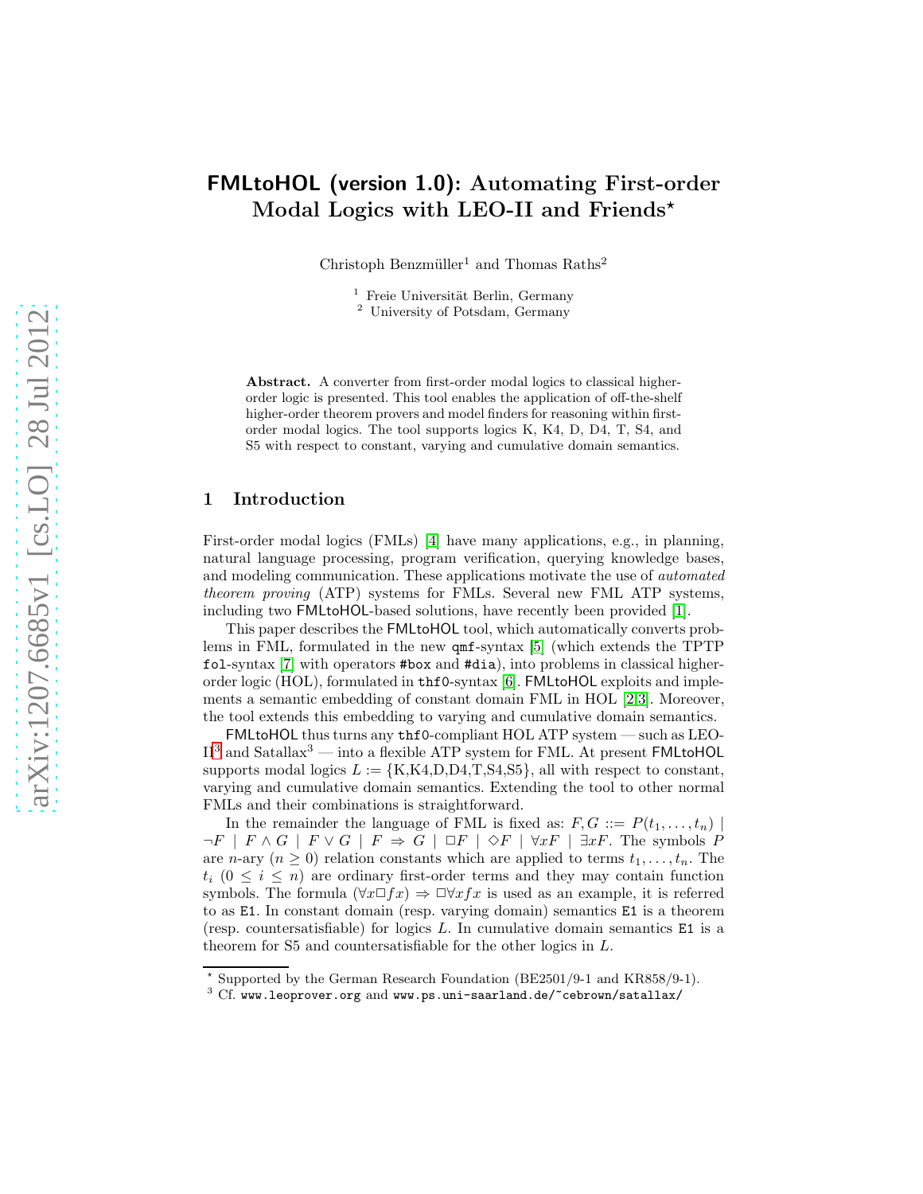# FMLtoHOL (version 1.0): Automating First-order Modal Logics with LEO-II and Friends*

Christoph Benzmüller[1] and Thomas Raths[2]

[1] Freie Universität Berlin, Germany
[2] University of Potsdam, Germany

**Abstract.** A converter from first-order modal logics to classical higher-order logic is presented. This tool enables the application of off-the-shelf higher-order theorem provers and model finders for reasoning within first-order modal logics. The tool supports logics K, K4, D, D4, T, S4, and S5 with respect to constant, varying and cumulative domain semantics.

## 1 Introduction

First-order modal logics (FMLs) [4] have many applications, e.g., in planning, natural language processing, program verification, querying knowledge bases, and modeling communication. These applications motivate the use of *automated theorem proving* (ATP) systems for FMLs. Several new FML ATP systems, including two FMLtoHOL-based solutions, have recently been provided [1].

This paper describes the FMLtoHOL tool, which automatically converts problems in FML, formulated in the new `qmf`-syntax [5] (which extends the TPTP `fol`-syntax [7] with operators `#box` and `#dia`), into problems in classical higher-order logic (HOL), formulated in `thf0`-syntax [6]. FMLtoHOL exploits and implements a semantic embedding of constant domain FML in HOL [2,3]. Moreover, the tool extends this embedding to varying and cumulative domain semantics.

FMLtoHOL thus turns any `thf0`-compliant HOL ATP system — such as LEO-II[3] and Satallax[3] — into a flexible ATP system for FML. At present FMLtoHOL supports modal logics $L := \{\text{K,K4,D,D4,T,S4,S5}\}$, all with respect to constant, varying and cumulative domain semantics. Extending the tool to other normal FMLs and their combinations is straightforward.

In the remainder the language of FML is fixed as: $F, G ::= P(t_1, \ldots, t_n) \mid \neg F \mid F \wedge G \mid F \vee G \mid F \Rightarrow G \mid \Box F \mid \Diamond F \mid \forall x F \mid \exists x F$. The symbols $P$ are $n$-ary ($n \geq 0$) relation constants which are applied to terms $t_1, \ldots, t_n$. The $t_i$ ($0 \leq i \leq n$) are ordinary first-order terms and they may contain function symbols. The formula $(\forall x \Box f x) \Rightarrow \Box \forall x f x$ is used as an example, it is referred to as `E1`. In constant domain (resp. varying domain) semantics `E1` is a theorem (resp. countersatisfiable) for logics $L$. In cumulative domain semantics `E1` is a theorem for S5 and countersatisfiable for the other logics in $L$.

---

* Supported by the German Research Foundation (BE2501/9-1 and KR858/9-1).

[3] Cf. `www.leoprover.org` and `www.ps.uni-saarland.de/~cebrown/satallax/`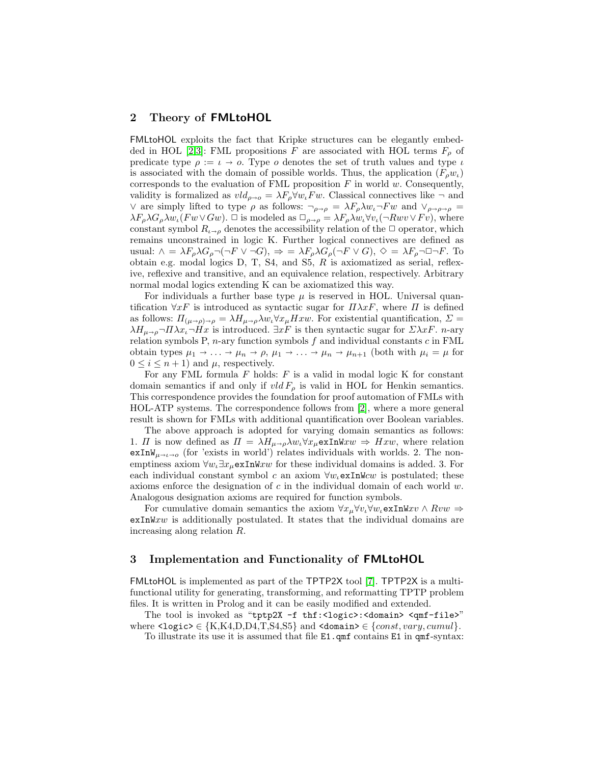## 2 Theory of FMLtoHOL

FMLtoHOL exploits the fact that Kripke structures can be elegantly embedded in HOL [2,3]: FML propositions $F$ are associated with HOL terms $F_\rho$ of predicate type $\rho := \iota \to o$. Type $o$ denotes the set of truth values and type $\iota$ is associated with the domain of possible worlds. Thus, the application $(F_\rho w_\iota)$ corresponds to the evaluation of FML proposition $F$ in world $w$. Consequently, validity is formalized as $vld_{\rho\to o} = \lambda F_\rho \forall w_\iota F w$. Classical connectives like $\neg$ and $\vee$ are simply lifted to type $\rho$ as follows: $\neg_{\rho\to\rho} = \lambda F_\rho \lambda w_\iota \neg F w$ and $\vee_{\rho\to\rho\to\rho} = \lambda F_\rho \lambda G_\rho \lambda w_\iota (F w \vee G w)$. $\Box$ is modeled as $\Box_{\rho\to\rho} = \lambda F_\rho \lambda w_\iota \forall v_\iota (\neg R w v \vee F v)$, where constant symbol $R_{\iota\to\rho}$ denotes the accessibility relation of the $\Box$ operator, which remains unconstrained in logic K. Further logical connectives are defined as usual: $\wedge = \lambda F_\rho \lambda G_\rho \neg(\neg F \vee \neg G)$, $\Rightarrow = \lambda F_\rho \lambda G_\rho (\neg F \vee G)$, $\Diamond = \lambda F_\rho \neg\Box\neg F$. To obtain e.g. modal logics D, T, S4, and S5, $R$ is axiomatized as serial, reflexive, reflexive and transitive, and an equivalence relation, respectively. Arbitrary normal modal logics extending K can be axiomatized this way.

For individuals a further base type $\mu$ is reserved in HOL. Universal quantification $\forall x F$ is introduced as syntactic sugar for $\Pi \lambda x F$, where $\Pi$ is defined as follows: $\Pi_{(\mu\to\rho)\to\rho} = \lambda H_{\mu\to\rho} \lambda w_\iota \forall x_\mu H x w$. For existential quantification, $\Sigma = \lambda H_{\mu\to\rho} \neg \Pi \lambda x_\iota \neg H x$ is introduced. $\exists x F$ is then syntactic sugar for $\Sigma \lambda x F$. $n$-ary relation symbols P, $n$-ary function symbols $f$ and individual constants $c$ in FML obtain types $\mu_1 \to \ldots \to \mu_n \to \rho$, $\mu_1 \to \ldots \to \mu_n \to \mu_{n+1}$ (both with $\mu_i = \mu$ for $0 \leq i \leq n+1$) and $\mu$, respectively.

For any FML formula $F$ holds: $F$ is a valid in modal logic K for constant domain semantics if and only if $vld\, F_\rho$ is valid in HOL for Henkin semantics. This correspondence provides the foundation for proof automation of FMLs with HOL-ATP systems. The correspondence follows from [2], where a more general result is shown for FMLs with additional quantification over Boolean variables.

The above approach is adopted for varying domain semantics as follows: 1. $\Pi$ is now defined as $\Pi = \lambda H_{\mu\to\rho} \lambda w_\iota \forall x_\mu \texttt{exInW} x w \Rightarrow H x w$, where relation $\texttt{exInW}_{\mu\to\iota\to o}$ (for 'exists in world') relates individuals with worlds. 2. The non-emptiness axiom $\forall w_\iota \exists x_\mu \texttt{exInW} x w$ for these individual domains is added. 3. For each individual constant symbol $c$ an axiom $\forall w_\iota \texttt{exInW} c w$ is postulated; these axioms enforce the designation of $c$ in the individual domain of each world $w$. Analogous designation axioms are required for function symbols.

For cumulative domain semantics the axiom $\forall x_\mu \forall v_\iota \forall w_\iota \texttt{exInW} x v \wedge R v w \Rightarrow \texttt{exInW} x w$ is additionally postulated. It states that the individual domains are increasing along relation $R$.

## 3 Implementation and Functionality of FMLtoHOL

FMLtoHOL is implemented as part of the TPTP2X tool [7]. TPTP2X is a multi-functional utility for generating, transforming, and reformatting TPTP problem files. It is written in Prolog and it can be easily modified and extended.

The tool is invoked as "`tptp2X -f thf:<logic>:<domain> <qmf-file>`" where `<logic>` $\in$ {K,K4,D,D4,T,S4,S5} and `<domain>` $\in \{const, vary, cumul\}$.

To illustrate its use it is assumed that file `E1.qmf` contains `E1` in `qmf`-syntax: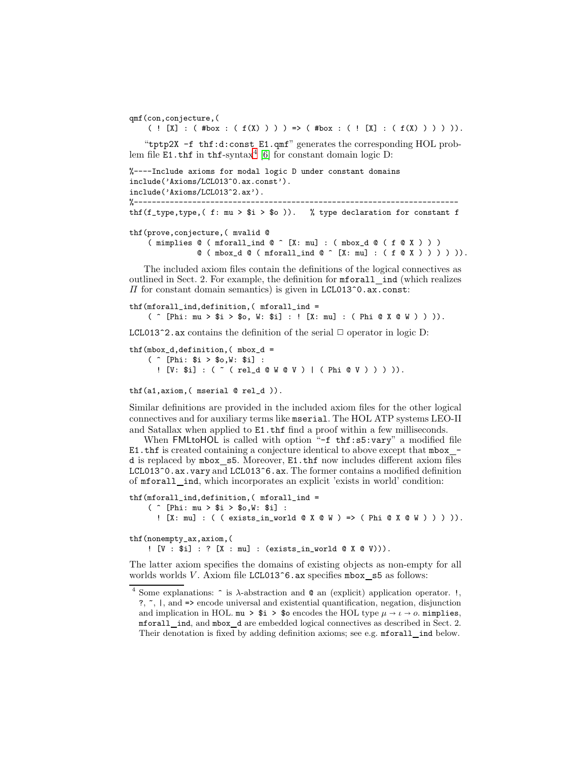```
qmf(con,conjecture,(
    ( ! [X] : ( #box : ( f(X) ) ) ) => ( #box : ( ! [X] : ( f(X) ) ) ) )).
```

"tptp2X -f thf:d:const E1.qmf" generates the corresponding HOL problem file E1.thf in thf-syntax[4] [6] for constant domain logic D:

```
%----Include axioms for modal logic D under constant domains
include('Axioms/LCL013^0.ax.const').
include('Axioms/LCL013^2.ax').
%------------------------------------------------------------------------
thf(f_type,type,( f: mu > $i > $o )).   % type declaration for constant f

thf(prove,conjecture,( mvalid @
    ( mimplies @ ( mforall_ind @ ^ [X: mu] : ( mbox_d @ ( f @ X ) ) )
               @ ( mbox_d @ ( mforall_ind @ ^ [X: mu] : ( f @ X ) ) ) ) )).
```

The included axiom files contain the definitions of the logical connectives as outlined in Sect. 2. For example, the definition for mforall_ind (which realizes $\Pi$ for constant domain semantics) is given in LCL013^0.ax.const:

```
thf(mforall_ind,definition,( mforall_ind =
    ( ^ [Phi: mu > $i > $o, W: $i] : ! [X: mu] : ( Phi @ X @ W ) ) )).
```

LCL013^2.ax contains the definition of the serial $\Box$ operator in logic D:

```
thf(mbox_d,definition,( mbox_d =
    ( ^ [Phi: $i > $o,W: $i] :
      ! [V: $i] : ( ~ ( rel_d @ W @ V ) | ( Phi @ V ) ) ) )).

thf(a1,axiom,( mserial @ rel_d )).
```

Similar definitions are provided in the included axiom files for the other logical connectives and for auxiliary terms like mserial. The HOL ATP systems LEO-II and Satallax when applied to E1.thf find a proof within a few milliseconds.

When FMLtoHOL is called with option "-f thf:s5:vary" a modified file E1.thf is created containing a conjecture identical to above except that mbox_d is replaced by mbox_s5. Moreover, E1.thf now includes different axiom files LCL013^0.ax.vary and LCL013^6.ax. The former contains a modified definition of mforall_ind, which incorporates an explicit 'exists in world' condition:

```
thf(mforall_ind,definition,( mforall_ind =
    ( ^ [Phi: mu > $i > $o,W: $i] :
      ! [X: mu] : ( ( exists_in_world @ X @ W ) => ( Phi @ X @ W ) ) ) )).

thf(nonempty_ax,axiom,(
    ! [V : $i] : ? [X : mu] : (exists_in_world @ X @ V))).
```

The latter axiom specifies the domains of existing objects as non-empty for all worlds worlds $V$. Axiom file LCL013^6.ax specifies mbox_s5 as follows:

[4] Some explanations: ^ is $\lambda$-abstraction and @ an (explicit) application operator. !, ?, ~, |, and => encode universal and existential quantification, negation, disjunction and implication in HOL. mu > $i > $o encodes the HOL type $\mu \to \iota \to o$. mimplies, mforall_ind, and mbox_d are embedded logical connectives as described in Sect. 2. Their denotation is fixed by adding definition axioms; see e.g. mforall_ind below.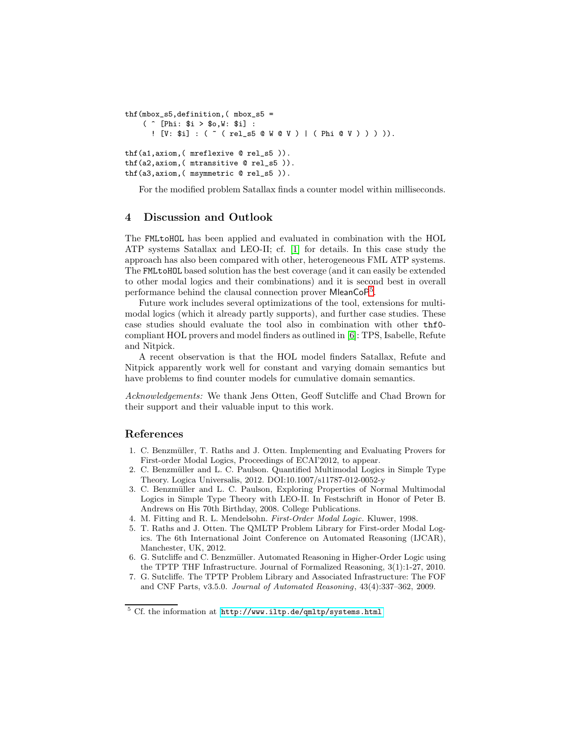```
thf(mbox_s5,definition,( mbox_s5 =
    ( ^ [Phi: $i > $o,W: $i] :
      ! [V: $i] : ( ~ ( rel_s5 @ W @ V ) | ( Phi @ V ) ) ) )).

thf(a1,axiom,( mreflexive @ rel_s5 )).
thf(a2,axiom,( mtransitive @ rel_s5 )).
thf(a3,axiom,( msymmetric @ rel_s5 )).
```

For the modified problem Satallax finds a counter model within milliseconds.

## 4 Discussion and Outlook

The FMLtoHOL has been applied and evaluated in combination with the HOL ATP systems Satallax and LEO-II; cf. [1] for details. In this case study the approach has also been compared with other, heterogeneous FML ATP systems. The FMLtoHOL based solution has the best coverage (and it can easily be extended to other modal logics and their combinations) and it is second best in overall performance behind the clausal connection prover MleanCoP[5].

Future work includes several optimizations of the tool, extensions for multi-modal logics (which it already partly supports), and further case studies. These case studies should evaluate the tool also in combination with other thf0-compliant HOL provers and model finders as outlined in [6]: TPS, Isabelle, Refute and Nitpick.

A recent observation is that the HOL model finders Satallax, Refute and Nitpick apparently work well for constant and varying domain semantics but have problems to find counter models for cumulative domain semantics.

*Acknowledgements:* We thank Jens Otten, Geoff Sutcliffe and Chad Brown for their support and their valuable input to this work.

## References

1. C. Benzmüller, T. Raths and J. Otten. Implementing and Evaluating Provers for First-order Modal Logics, Proceedings of ECAI'2012, to appear.
2. C. Benzmüller and L. C. Paulson. Quantified Multimodal Logics in Simple Type Theory. Logica Universalis, 2012. DOI:10.1007/s11787-012-0052-y
3. C. Benzmüller and L. C. Paulson, Exploring Properties of Normal Multimodal Logics in Simple Type Theory with LEO-II. In Festschrift in Honor of Peter B. Andrews on His 70th Birthday, 2008. College Publications.
4. M. Fitting and R. L. Mendelsohn. *First-Order Modal Logic.* Kluwer, 1998.
5. T. Raths and J. Otten. The QMLTP Problem Library for First-order Modal Logics. The 6th International Joint Conference on Automated Reasoning (IJCAR), Manchester, UK, 2012.
6. G. Sutcliffe and C. Benzmüller. Automated Reasoning in Higher-Order Logic using the TPTP THF Infrastructure. Journal of Formalized Reasoning, 3(1):1-27, 2010.
7. G. Sutcliffe. The TPTP Problem Library and Associated Infrastructure: The FOF and CNF Parts, v3.5.0. *Journal of Automated Reasoning*, 43(4):337–362, 2009.

[5] Cf. the information at http://www.iltp.de/qmltp/systems.html